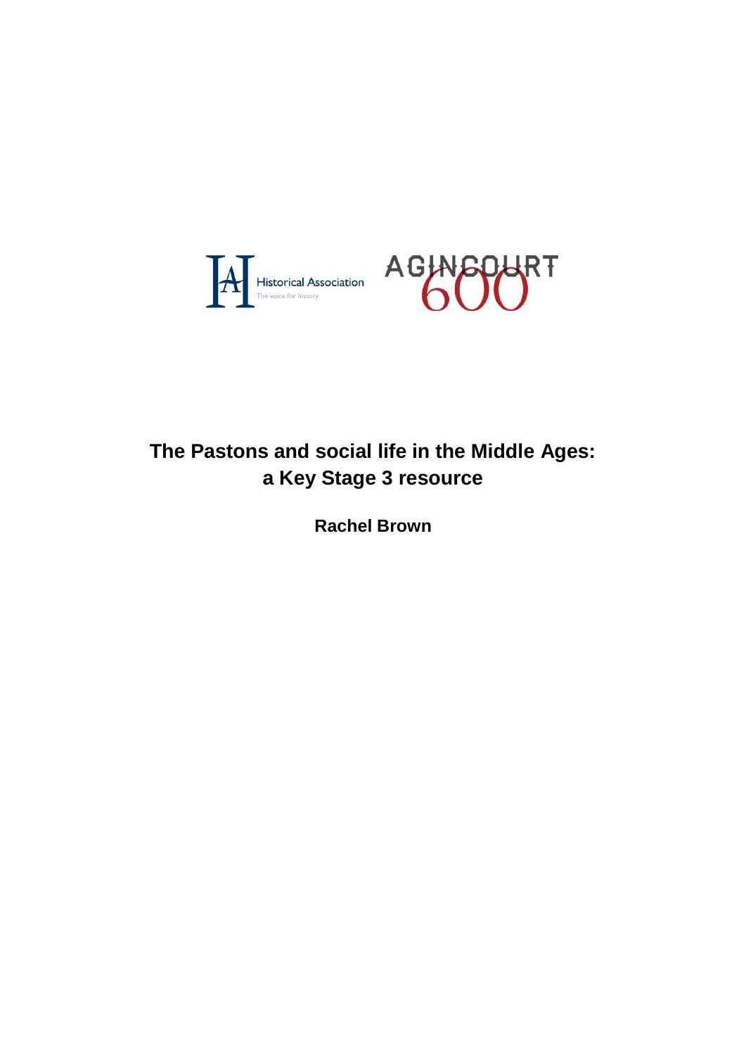Historical Association
The voice for history

AGINCOURT 600

# The Pastons and social life in the Middle Ages: a Key Stage 3 resource

**Rachel Brown**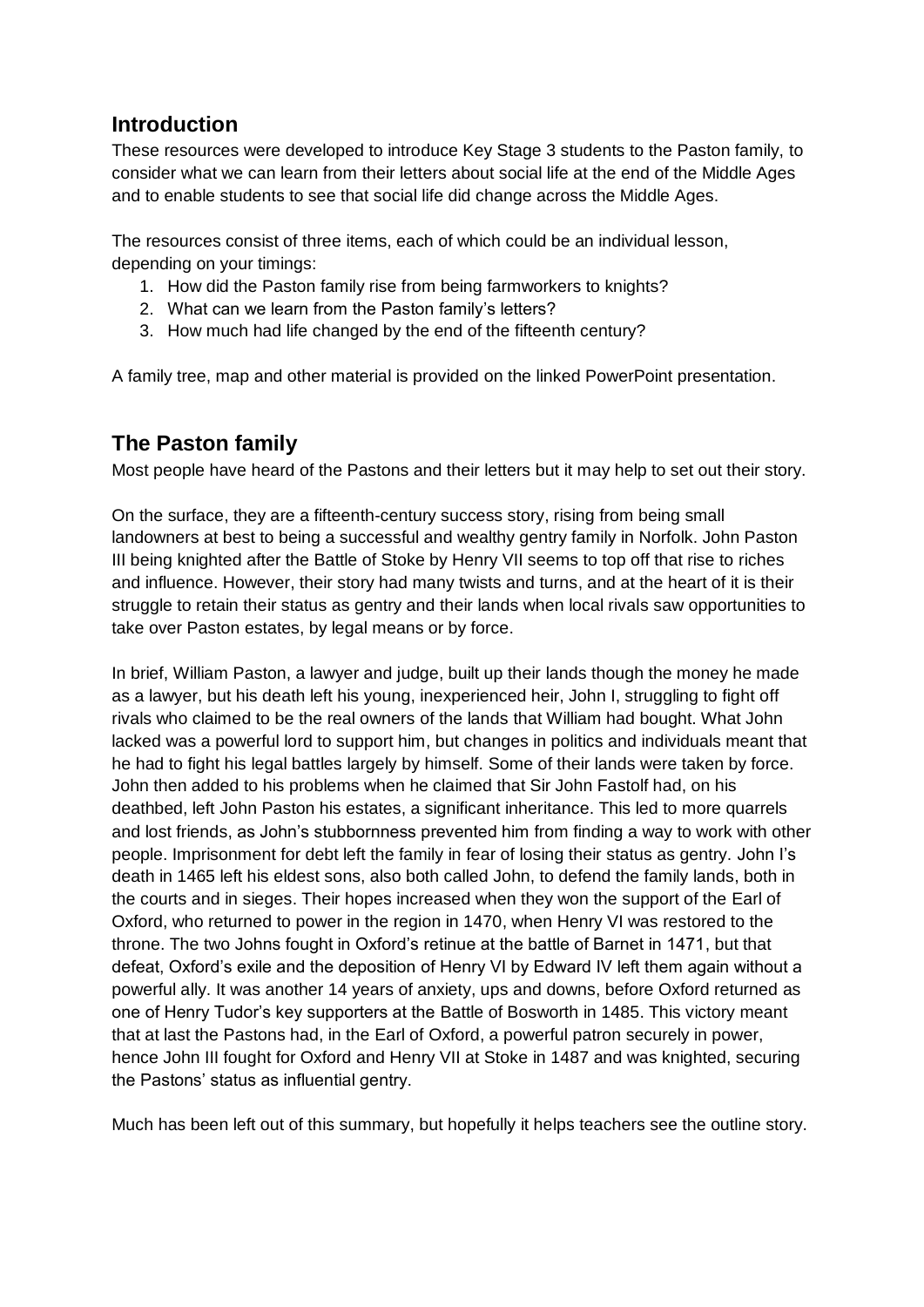## Introduction

These resources were developed to introduce Key Stage 3 students to the Paston family, to consider what we can learn from their letters about social life at the end of the Middle Ages and to enable students to see that social life did change across the Middle Ages.

The resources consist of three items, each of which could be an individual lesson, depending on your timings:

1. How did the Paston family rise from being farmworkers to knights?
2. What can we learn from the Paston family's letters?
3. How much had life changed by the end of the fifteenth century?

A family tree, map and other material is provided on the linked PowerPoint presentation.

## The Paston family

Most people have heard of the Pastons and their letters but it may help to set out their story.

On the surface, they are a fifteenth-century success story, rising from being small landowners at best to being a successful and wealthy gentry family in Norfolk. John Paston III being knighted after the Battle of Stoke by Henry VII seems to top off that rise to riches and influence. However, their story had many twists and turns, and at the heart of it is their struggle to retain their status as gentry and their lands when local rivals saw opportunities to take over Paston estates, by legal means or by force.

In brief, William Paston, a lawyer and judge, built up their lands though the money he made as a lawyer, but his death left his young, inexperienced heir, John I, struggling to fight off rivals who claimed to be the real owners of the lands that William had bought. What John lacked was a powerful lord to support him, but changes in politics and individuals meant that he had to fight his legal battles largely by himself. Some of their lands were taken by force. John then added to his problems when he claimed that Sir John Fastolf had, on his deathbed, left John Paston his estates, a significant inheritance. This led to more quarrels and lost friends, as John's stubbornness prevented him from finding a way to work with other people. Imprisonment for debt left the family in fear of losing their status as gentry. John I's death in 1465 left his eldest sons, also both called John, to defend the family lands, both in the courts and in sieges. Their hopes increased when they won the support of the Earl of Oxford, who returned to power in the region in 1470, when Henry VI was restored to the throne. The two Johns fought in Oxford's retinue at the battle of Barnet in 1471, but that defeat, Oxford's exile and the deposition of Henry VI by Edward IV left them again without a powerful ally. It was another 14 years of anxiety, ups and downs, before Oxford returned as one of Henry Tudor's key supporters at the Battle of Bosworth in 1485. This victory meant that at last the Pastons had, in the Earl of Oxford, a powerful patron securely in power, hence John III fought for Oxford and Henry VII at Stoke in 1487 and was knighted, securing the Pastons' status as influential gentry.

Much has been left out of this summary, but hopefully it helps teachers see the outline story.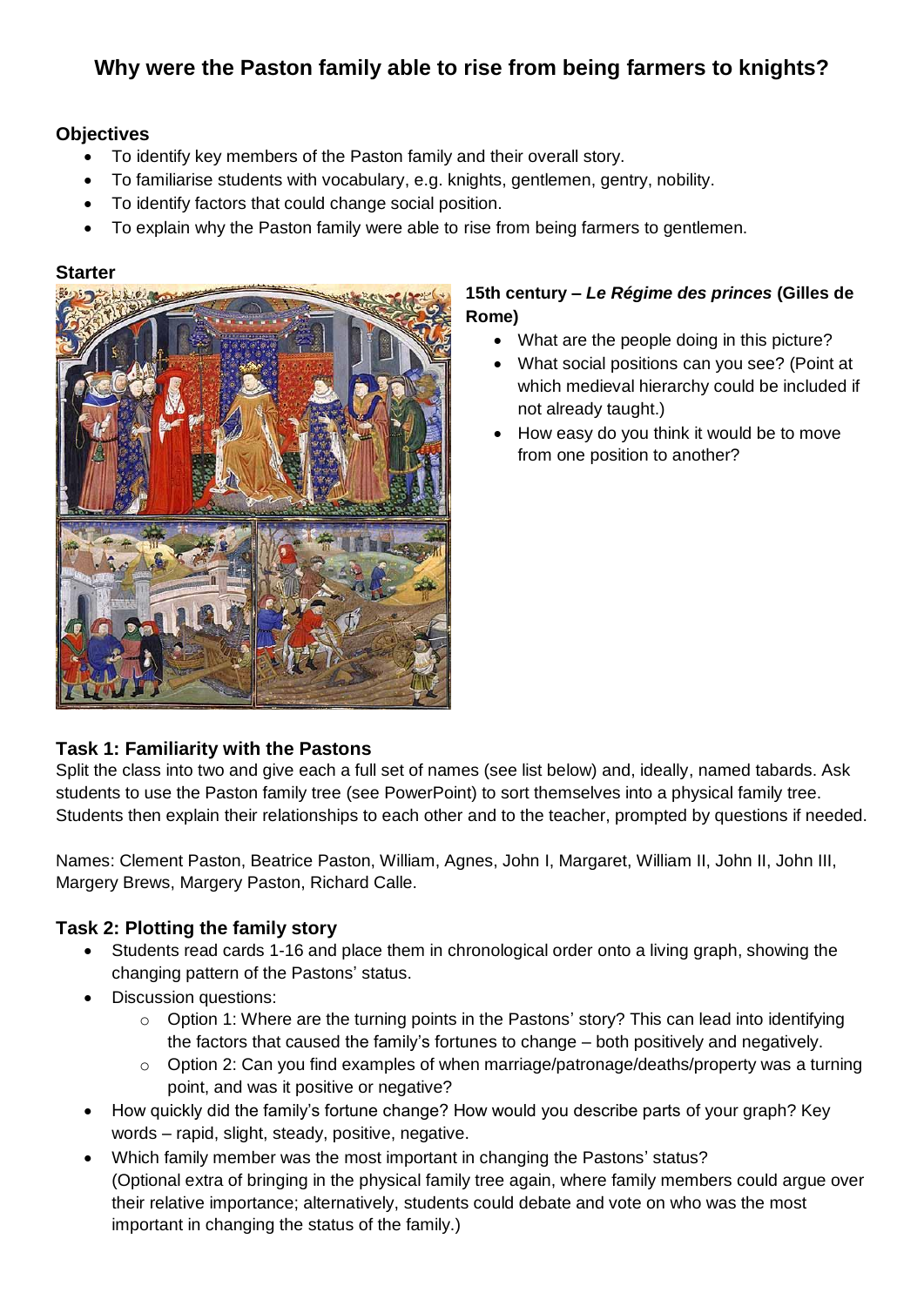# Why were the Paston family able to rise from being farmers to knights?

**Objectives**

- To identify key members of the Paston family and their overall story.
- To familiarise students with vocabulary, e.g. knights, gentlemen, gentry, nobility.
- To identify factors that could change social position.
- To explain why the Paston family were able to rise from being farmers to gentlemen.

**Starter**

**15th century – *Le Régime des princes* (Gilles de Rome)**

- What are the people doing in this picture?
- What social positions can you see? (Point at which medieval hierarchy could be included if not already taught.)
- How easy do you think it would be to move from one position to another?

**Task 1: Familiarity with the Pastons**

Split the class into two and give each a full set of names (see list below) and, ideally, named tabards. Ask students to use the Paston family tree (see PowerPoint) to sort themselves into a physical family tree. Students then explain their relationships to each other and to the teacher, prompted by questions if needed.

Names: Clement Paston, Beatrice Paston, William, Agnes, John I, Margaret, William II, John II, John III, Margery Brews, Margery Paston, Richard Calle.

**Task 2: Plotting the family story**

- Students read cards 1-16 and place them in chronological order onto a living graph, showing the changing pattern of the Pastons' status.
- Discussion questions:
  - Option 1: Where are the turning points in the Pastons' story? This can lead into identifying the factors that caused the family's fortunes to change – both positively and negatively.
  - Option 2: Can you find examples of when marriage/patronage/deaths/property was a turning point, and was it positive or negative?
- How quickly did the family's fortune change? How would you describe parts of your graph? Key words – rapid, slight, steady, positive, negative.
- Which family member was the most important in changing the Pastons' status?
  (Optional extra of bringing in the physical family tree again, where family members could argue over their relative importance; alternatively, students could debate and vote on who was the most important in changing the status of the family.)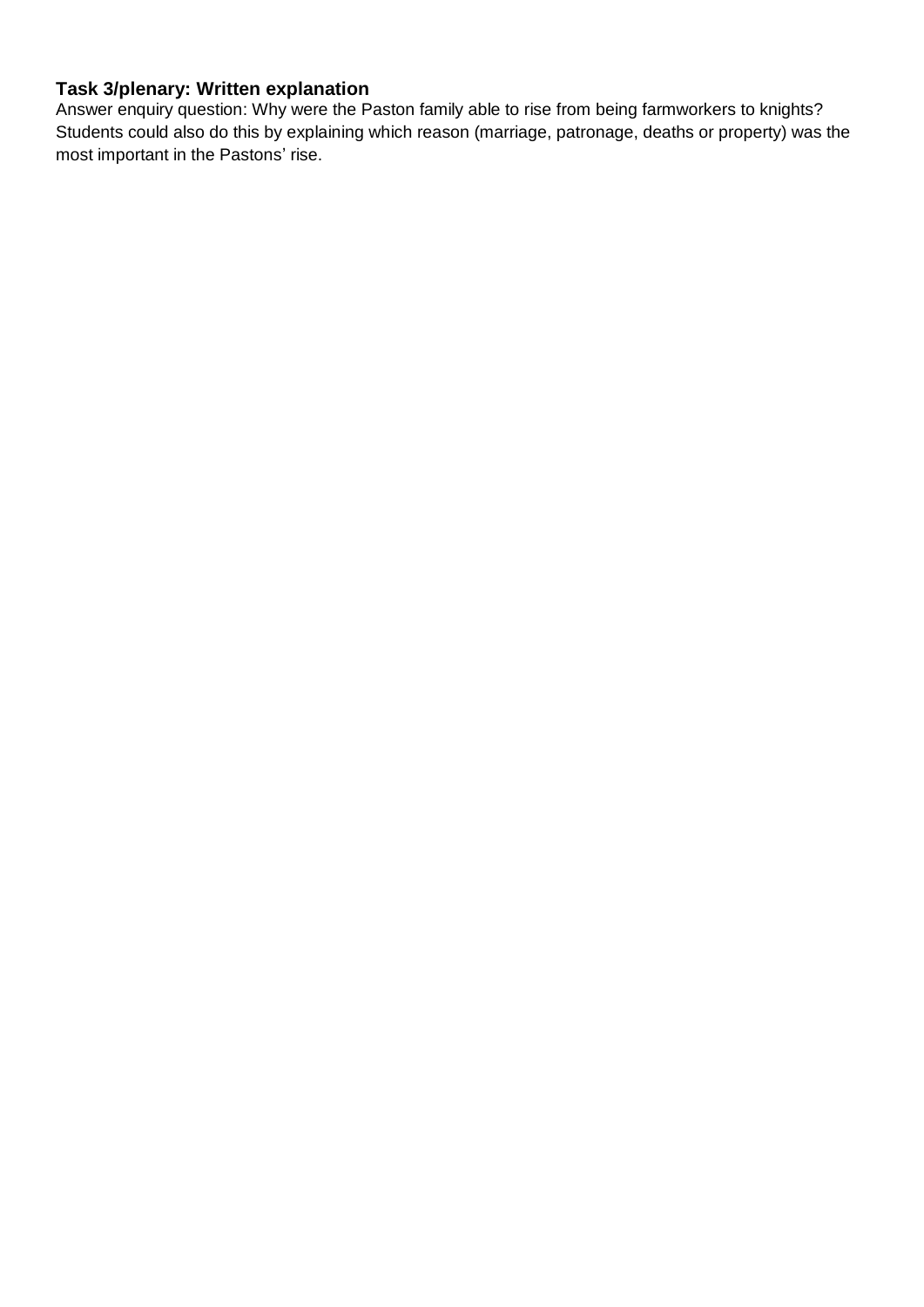### Task 3/plenary: Written explanation

Answer enquiry question: Why were the Paston family able to rise from being farmworkers to knights? Students could also do this by explaining which reason (marriage, patronage, deaths or property) was the most important in the Pastons' rise.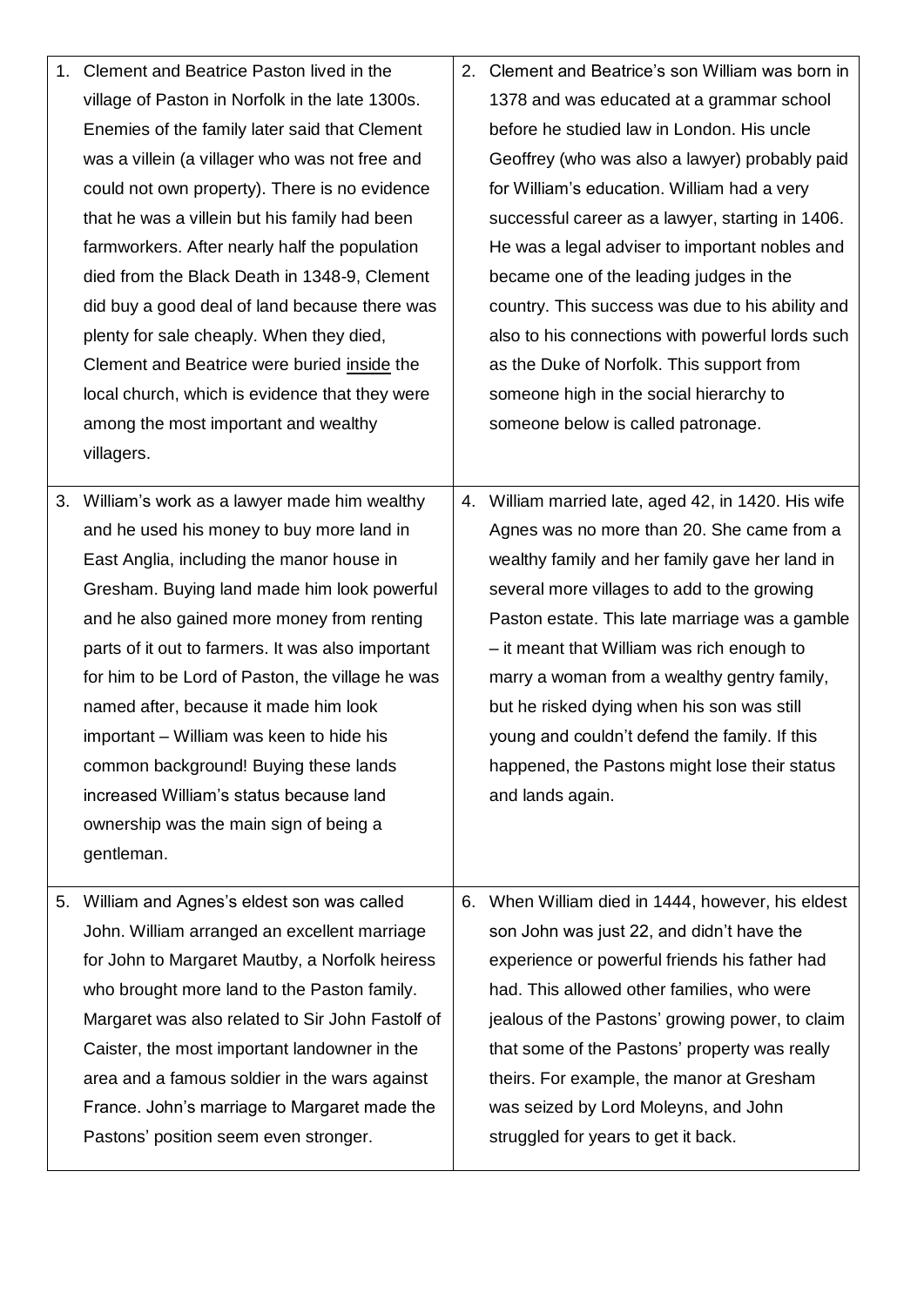1. Clement and Beatrice Paston lived in the village of Paston in Norfolk in the late 1300s. Enemies of the family later said that Clement was a villein (a villager who was not free and could not own property). There is no evidence that he was a villein but his family had been farmworkers. After nearly half the population died from the Black Death in 1348-9, Clement did buy a good deal of land because there was plenty for sale cheaply. When they died, Clement and Beatrice were buried <u>inside</u> the local church, which is evidence that they were among the most important and wealthy villagers.

2. Clement and Beatrice's son William was born in 1378 and was educated at a grammar school before he studied law in London. His uncle Geoffrey (who was also a lawyer) probably paid for William's education. William had a very successful career as a lawyer, starting in 1406. He was a legal adviser to important nobles and became one of the leading judges in the country. This success was due to his ability and also to his connections with powerful lords such as the Duke of Norfolk. This support from someone high in the social hierarchy to someone below is called patronage.

3. William's work as a lawyer made him wealthy and he used his money to buy more land in East Anglia, including the manor house in Gresham. Buying land made him look powerful and he also gained more money from renting parts of it out to farmers. It was also important for him to be Lord of Paston, the village he was named after, because it made him look important – William was keen to hide his common background! Buying these lands increased William's status because land ownership was the main sign of being a gentleman.

4. William married late, aged 42, in 1420. His wife Agnes was no more than 20. She came from a wealthy family and her family gave her land in several more villages to add to the growing Paston estate. This late marriage was a gamble – it meant that William was rich enough to marry a woman from a wealthy gentry family, but he risked dying when his son was still young and couldn't defend the family. If this happened, the Pastons might lose their status and lands again.

5. William and Agnes's eldest son was called John. William arranged an excellent marriage for John to Margaret Mautby, a Norfolk heiress who brought more land to the Paston family. Margaret was also related to Sir John Fastolf of Caister, the most important landowner in the area and a famous soldier in the wars against France. John's marriage to Margaret made the Pastons' position seem even stronger.

6. When William died in 1444, however, his eldest son John was just 22, and didn't have the experience or powerful friends his father had had. This allowed other families, who were jealous of the Pastons' growing power, to claim that some of the Pastons' property was really theirs. For example, the manor at Gresham was seized by Lord Moleyns, and John struggled for years to get it back.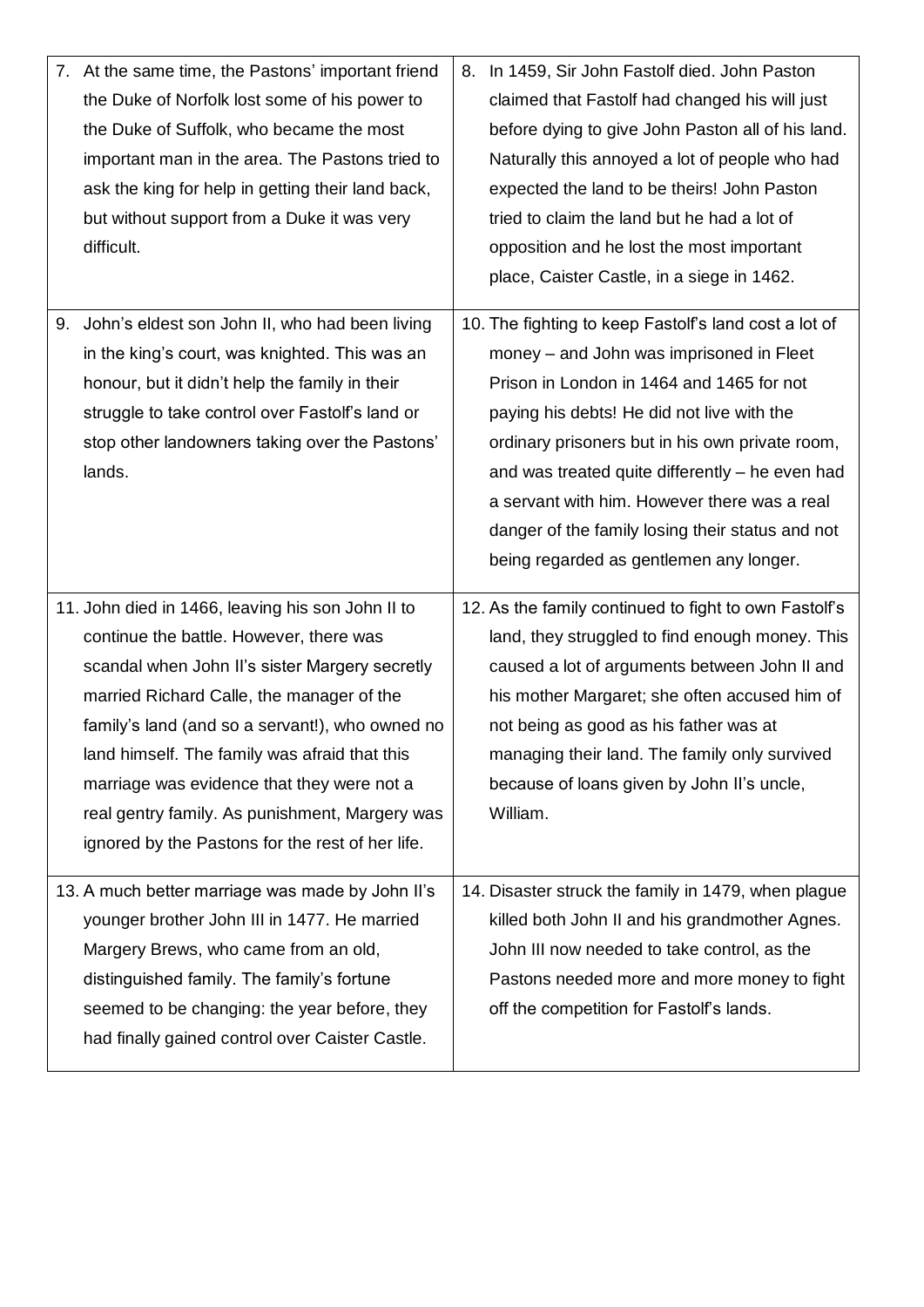| | |
|---|---|
| 7. At the same time, the Pastons' important friend the Duke of Norfolk lost some of his power to the Duke of Suffolk, who became the most important man in the area. The Pastons tried to ask the king for help in getting their land back, but without support from a Duke it was very difficult. | 8. In 1459, Sir John Fastolf died. John Paston claimed that Fastolf had changed his will just before dying to give John Paston all of his land. Naturally this annoyed a lot of people who had expected the land to be theirs! John Paston tried to claim the land but he had a lot of opposition and he lost the most important place, Caister Castle, in a siege in 1462. |
| 9. John's eldest son John II, who had been living in the king's court, was knighted. This was an honour, but it didn't help the family in their struggle to take control over Fastolf's land or stop other landowners taking over the Pastons' lands. | 10. The fighting to keep Fastolf's land cost a lot of money – and John was imprisoned in Fleet Prison in London in 1464 and 1465 for not paying his debts! He did not live with the ordinary prisoners but in his own private room, and was treated quite differently – he even had a servant with him. However there was a real danger of the family losing their status and not being regarded as gentlemen any longer. |
| 11. John died in 1466, leaving his son John II to continue the battle. However, there was scandal when John II's sister Margery secretly married Richard Calle, the manager of the family's land (and so a servant!), who owned no land himself. The family was afraid that this marriage was evidence that they were not a real gentry family. As punishment, Margery was ignored by the Pastons for the rest of her life. | 12. As the family continued to fight to own Fastolf's land, they struggled to find enough money. This caused a lot of arguments between John II and his mother Margaret; she often accused him of not being as good as his father was at managing their land. The family only survived because of loans given by John II's uncle, William. |
| 13. A much better marriage was made by John II's younger brother John III in 1477. He married Margery Brews, who came from an old, distinguished family. The family's fortune seemed to be changing: the year before, they had finally gained control over Caister Castle. | 14. Disaster struck the family in 1479, when plague killed both John II and his grandmother Agnes. John III now needed to take control, as the Pastons needed more and more money to fight off the competition for Fastolf's lands. |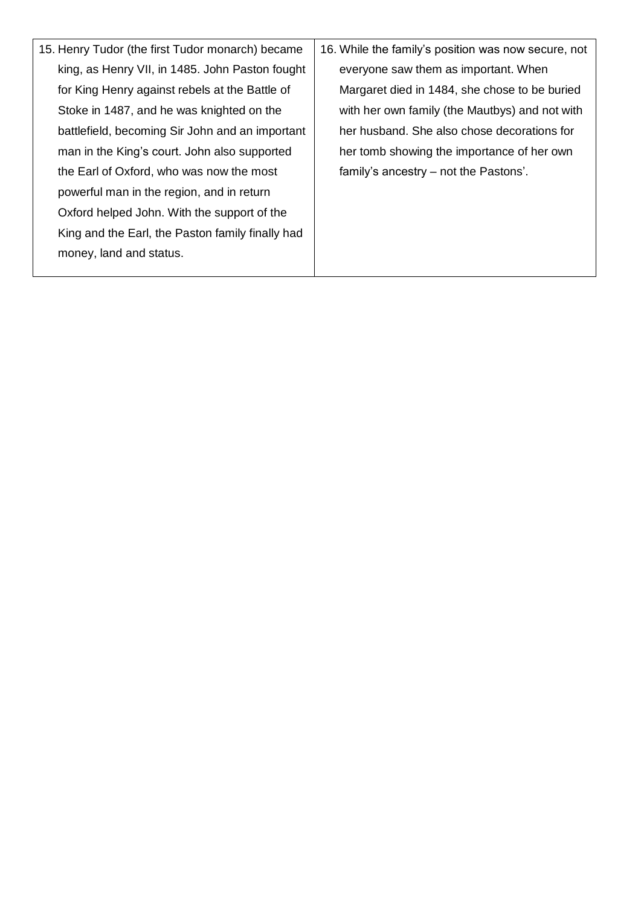15. Henry Tudor (the first Tudor monarch) became king, as Henry VII, in 1485. John Paston fought for King Henry against rebels at the Battle of Stoke in 1487, and he was knighted on the battlefield, becoming Sir John and an important man in the King's court. John also supported the Earl of Oxford, who was now the most powerful man in the region, and in return Oxford helped John. With the support of the King and the Earl, the Paston family finally had money, land and status.

16. While the family's position was now secure, not everyone saw them as important. When Margaret died in 1484, she chose to be buried with her own family (the Mautbys) and not with her husband. She also chose decorations for her tomb showing the importance of her own family's ancestry – not the Pastons'.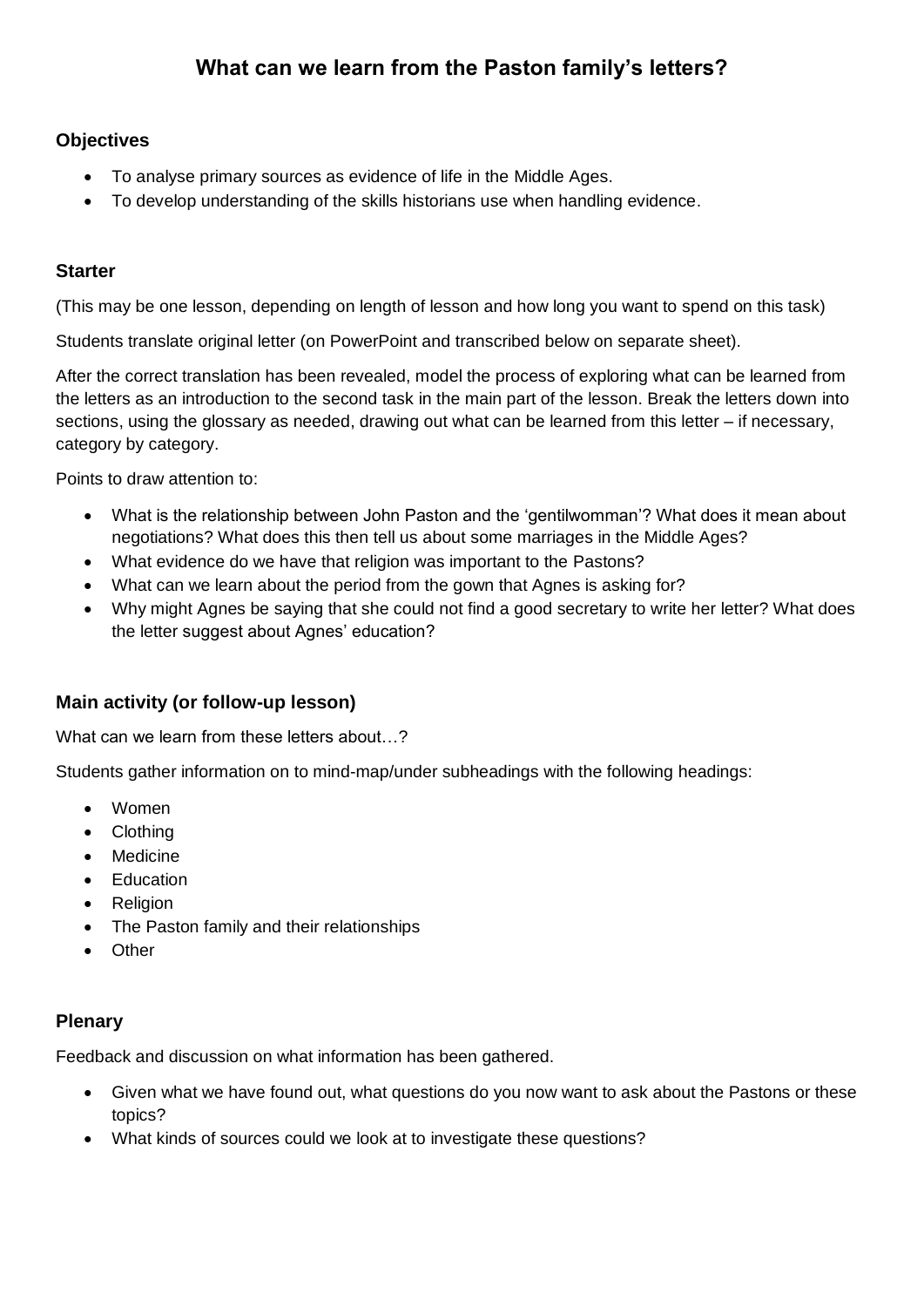# What can we learn from the Paston family's letters?

## Objectives

- To analyse primary sources as evidence of life in the Middle Ages.
- To develop understanding of the skills historians use when handling evidence.

## Starter

(This may be one lesson, depending on length of lesson and how long you want to spend on this task)

Students translate original letter (on PowerPoint and transcribed below on separate sheet).

After the correct translation has been revealed, model the process of exploring what can be learned from the letters as an introduction to the second task in the main part of the lesson. Break the letters down into sections, using the glossary as needed, drawing out what can be learned from this letter – if necessary, category by category.

Points to draw attention to:

- What is the relationship between John Paston and the 'gentilwomman'? What does it mean about negotiations? What does this then tell us about some marriages in the Middle Ages?
- What evidence do we have that religion was important to the Pastons?
- What can we learn about the period from the gown that Agnes is asking for?
- Why might Agnes be saying that she could not find a good secretary to write her letter? What does the letter suggest about Agnes' education?

## Main activity (or follow-up lesson)

What can we learn from these letters about…?

Students gather information on to mind-map/under subheadings with the following headings:

- Women
- Clothing
- Medicine
- Education
- Religion
- The Paston family and their relationships
- Other

## Plenary

Feedback and discussion on what information has been gathered.

- Given what we have found out, what questions do you now want to ask about the Pastons or these topics?
- What kinds of sources could we look at to investigate these questions?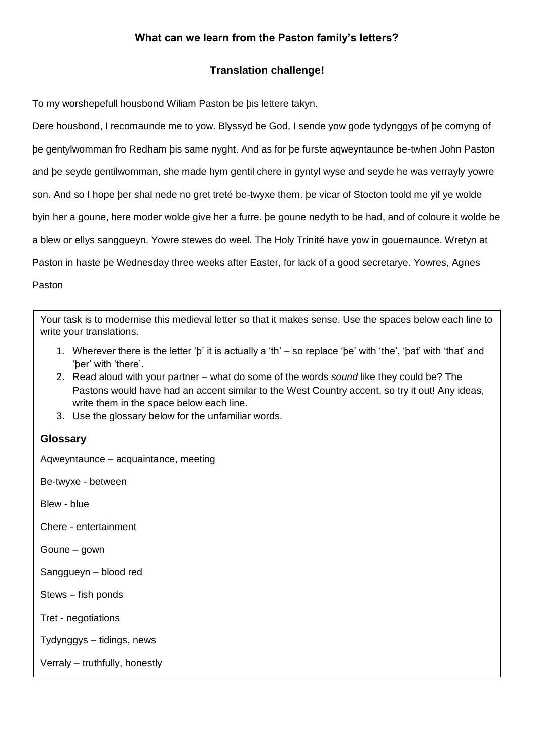**What can we learn from the Paston family's letters?**

**Translation challenge!**

To my worshepefull housbond Wiliam Paston be þis lettere takyn.

Dere housbond, I recomaunde me to yow. Blyssyd be God, I sende yow gode tydynggys of þe comyng of þe gentylwomman fro Redham þis same nyght. And as for þe furste aqweyntaunce be-twhen John Paston and þe seyde gentilwomman, she made hym gentil chere in gyntyl wyse and seyde he was verrayly yowre son. And so I hope þer shal nede no gret treté be-twyxe them. þe vicar of Stocton toold me yif ye wolde byin her a goune, here moder wolde give her a furre. þe goune nedyth to be had, and of coloure it wolde be a blew or ellys sanggueyn. Yowre stewes do weel. The Holy Trinité have yow in gouernaunce. Wretyn at Paston in haste þe Wednesday three weeks after Easter, for lack of a good secretarye. Yowres, Agnes Paston

Your task is to modernise this medieval letter so that it makes sense. Use the spaces below each line to write your translations.

1. Wherever there is the letter 'þ' it is actually a 'th' – so replace 'þe' with 'the', 'þat' with 'that' and 'þer' with 'there'.
2. Read aloud with your partner – what do some of the words *sound* like they could be? The Pastons would have had an accent similar to the West Country accent, so try it out! Any ideas, write them in the space below each line.
3. Use the glossary below for the unfamiliar words.

**Glossary**

Aqweyntaunce – acquaintance, meeting

Be-twyxe - between

Blew - blue

Chere - entertainment

Goune – gown

Sanggueyn – blood red

Stews – fish ponds

Tret - negotiations

Tydynggys – tidings, news

Verraly – truthfully, honestly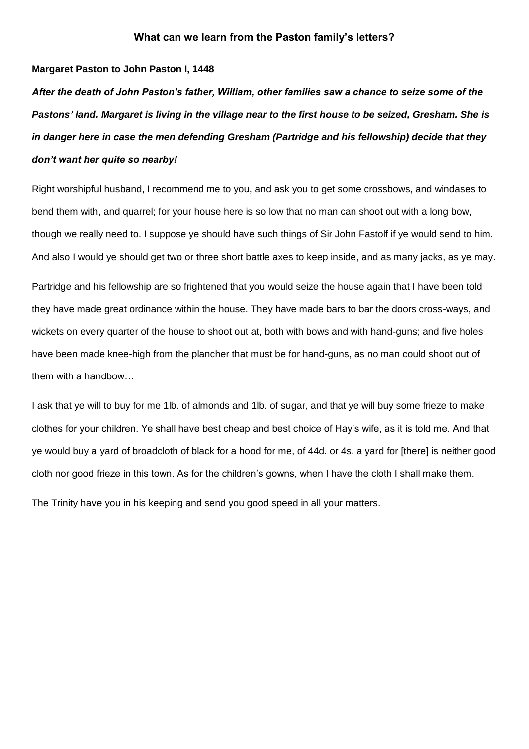## What can we learn from the Paston family's letters?

**Margaret Paston to John Paston I, 1448**

***After the death of John Paston's father, William, other families saw a chance to seize some of the Pastons' land. Margaret is living in the village near to the first house to be seized, Gresham. She is in danger here in case the men defending Gresham (Partridge and his fellowship) decide that they don't want her quite so nearby!***

Right worshipful husband, I recommend me to you, and ask you to get some crossbows, and windases to bend them with, and quarrel; for your house here is so low that no man can shoot out with a long bow, though we really need to. I suppose ye should have such things of Sir John Fastolf if ye would send to him. And also I would ye should get two or three short battle axes to keep inside, and as many jacks, as ye may.

Partridge and his fellowship are so frightened that you would seize the house again that I have been told they have made great ordinance within the house. They have made bars to bar the doors cross-ways, and wickets on every quarter of the house to shoot out at, both with bows and with hand-guns; and five holes have been made knee-high from the plancher that must be for hand-guns, as no man could shoot out of them with a handbow…

I ask that ye will to buy for me 1lb. of almonds and 1lb. of sugar, and that ye will buy some frieze to make clothes for your children. Ye shall have best cheap and best choice of Hay's wife, as it is told me. And that ye would buy a yard of broadcloth of black for a hood for me, of 44d. or 4s. a yard for [there] is neither good cloth nor good frieze in this town. As for the children's gowns, when I have the cloth I shall make them.

The Trinity have you in his keeping and send you good speed in all your matters.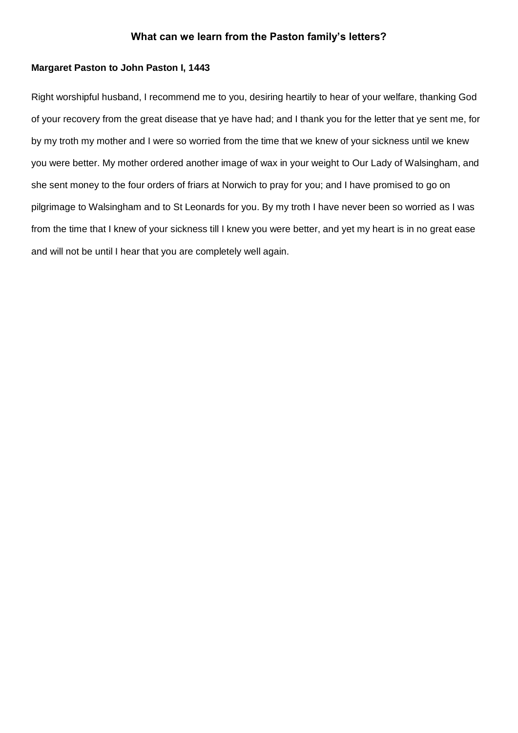## What can we learn from the Paston family's letters?

### Margaret Paston to John Paston I, 1443

Right worshipful husband, I recommend me to you, desiring heartily to hear of your welfare, thanking God of your recovery from the great disease that ye have had; and I thank you for the letter that ye sent me, for by my troth my mother and I were so worried from the time that we knew of your sickness until we knew you were better. My mother ordered another image of wax in your weight to Our Lady of Walsingham, and she sent money to the four orders of friars at Norwich to pray for you; and I have promised to go on pilgrimage to Walsingham and to St Leonards for you. By my troth I have never been so worried as I was from the time that I knew of your sickness till I knew you were better, and yet my heart is in no great ease and will not be until I hear that you are completely well again.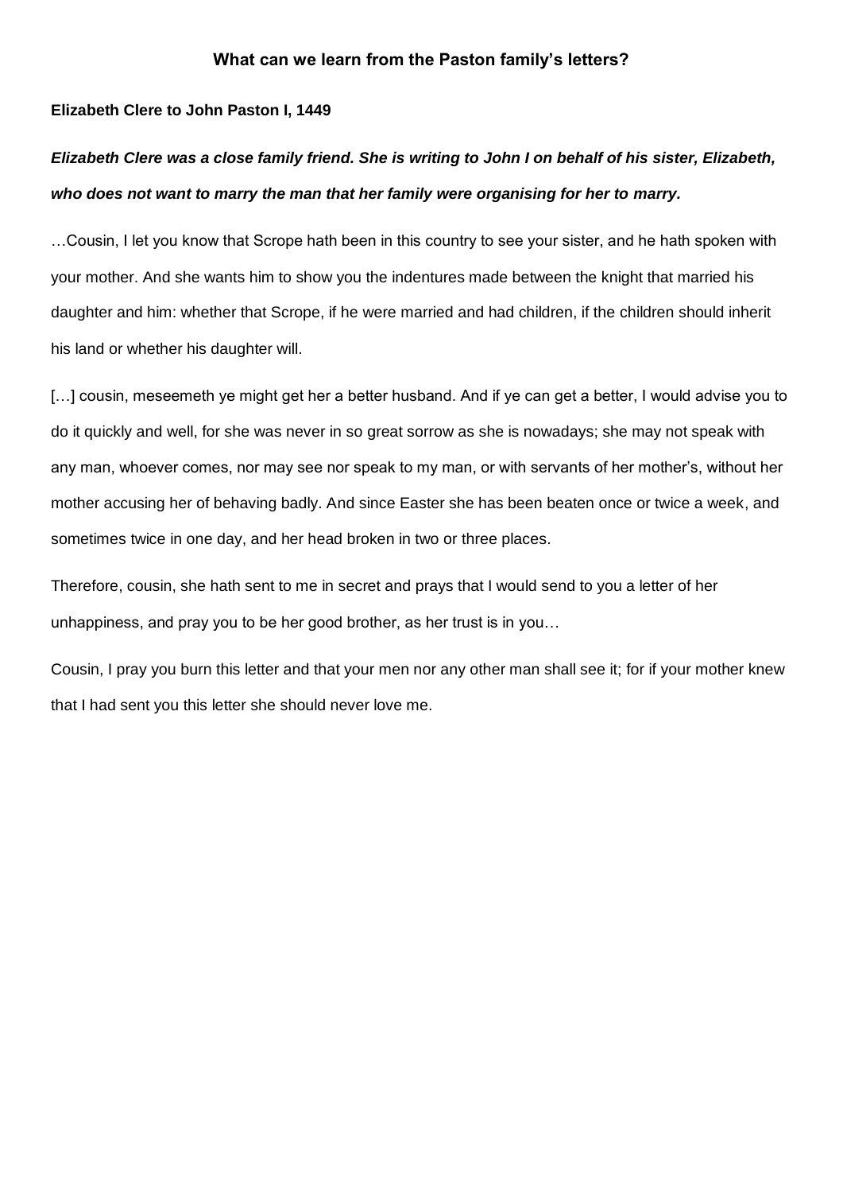## What can we learn from the Paston family's letters?

**Elizabeth Clere to John Paston I, 1449**

***Elizabeth Clere was a close family friend. She is writing to John I on behalf of his sister, Elizabeth, who does not want to marry the man that her family were organising for her to marry.***

…Cousin, I let you know that Scrope hath been in this country to see your sister, and he hath spoken with your mother. And she wants him to show you the indentures made between the knight that married his daughter and him: whether that Scrope, if he were married and had children, if the children should inherit his land or whether his daughter will.

[…] cousin, meseemeth ye might get her a better husband. And if ye can get a better, I would advise you to do it quickly and well, for she was never in so great sorrow as she is nowadays; she may not speak with any man, whoever comes, nor may see nor speak to my man, or with servants of her mother's, without her mother accusing her of behaving badly. And since Easter she has been beaten once or twice a week, and sometimes twice in one day, and her head broken in two or three places.

Therefore, cousin, she hath sent to me in secret and prays that I would send to you a letter of her unhappiness, and pray you to be her good brother, as her trust is in you…

Cousin, I pray you burn this letter and that your men nor any other man shall see it; for if your mother knew that I had sent you this letter she should never love me.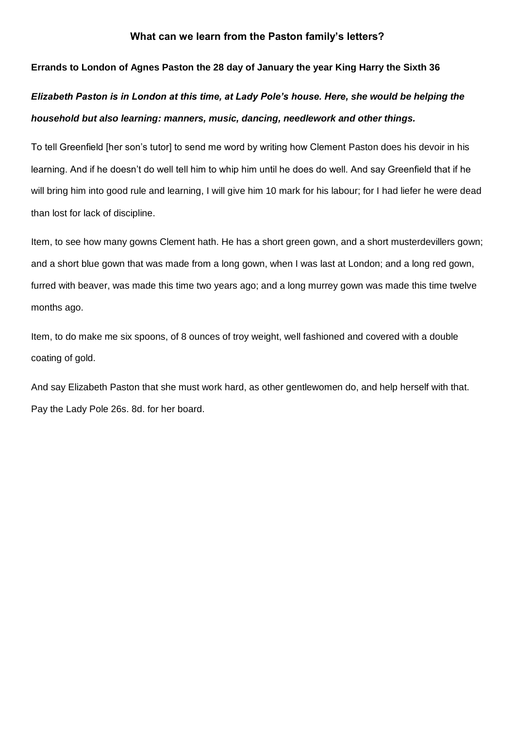## What can we learn from the Paston family's letters?

**Errands to London of Agnes Paston the 28 day of January the year King Harry the Sixth 36**

***Elizabeth Paston is in London at this time, at Lady Pole's house. Here, she would be helping the household but also learning: manners, music, dancing, needlework and other things.***

To tell Greenfield [her son's tutor] to send me word by writing how Clement Paston does his devoir in his learning. And if he doesn't do well tell him to whip him until he does do well. And say Greenfield that if he will bring him into good rule and learning, I will give him 10 mark for his labour; for I had liefer he were dead than lost for lack of discipline.

Item, to see how many gowns Clement hath. He has a short green gown, and a short musterdevillers gown; and a short blue gown that was made from a long gown, when I was last at London; and a long red gown, furred with beaver, was made this time two years ago; and a long murrey gown was made this time twelve months ago.

Item, to do make me six spoons, of 8 ounces of troy weight, well fashioned and covered with a double coating of gold.

And say Elizabeth Paston that she must work hard, as other gentlewomen do, and help herself with that. Pay the Lady Pole 26s. 8d. for her board.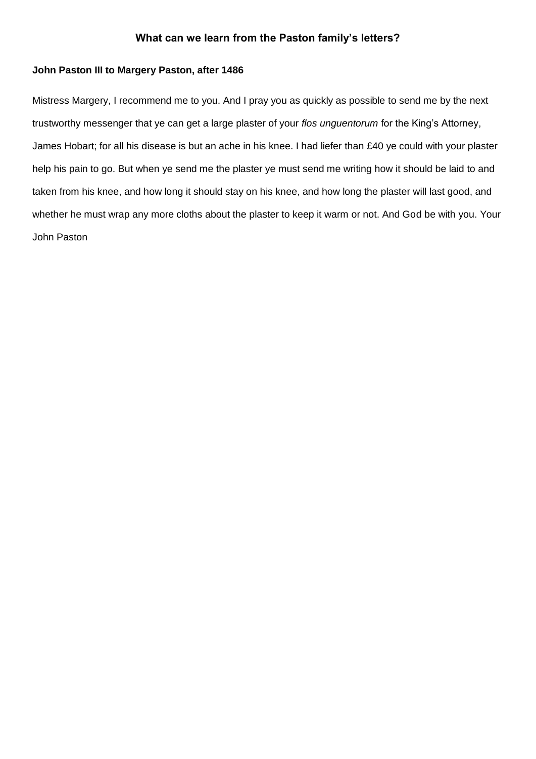## What can we learn from the Paston family's letters?

**John Paston III to Margery Paston, after 1486**

Mistress Margery, I recommend me to you. And I pray you as quickly as possible to send me by the next trustworthy messenger that ye can get a large plaster of your *flos unguentorum* for the King's Attorney, James Hobart; for all his disease is but an ache in his knee. I had liefer than £40 ye could with your plaster help his pain to go. But when ye send me the plaster ye must send me writing how it should be laid to and taken from his knee, and how long it should stay on his knee, and how long the plaster will last good, and whether he must wrap any more cloths about the plaster to keep it warm or not. And God be with you. Your John Paston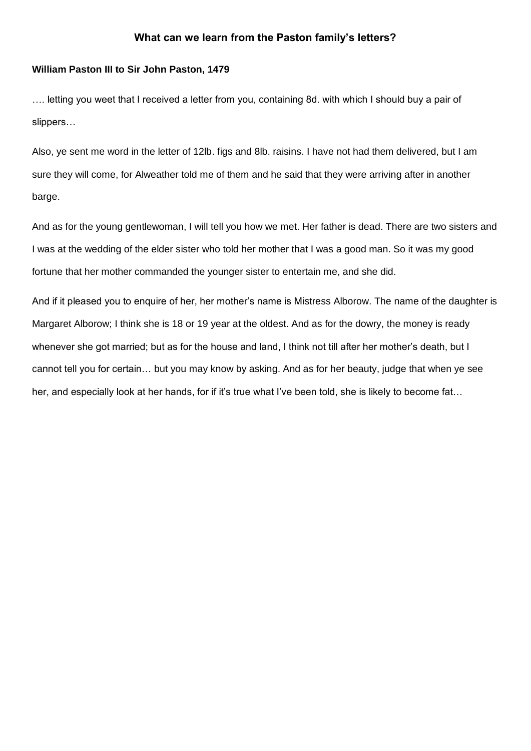## What can we learn from the Paston family's letters?

**William Paston III to Sir John Paston, 1479**

…. letting you weet that I received a letter from you, containing 8d. with which I should buy a pair of slippers…

Also, ye sent me word in the letter of 12lb. figs and 8lb. raisins. I have not had them delivered, but I am sure they will come, for Alweather told me of them and he said that they were arriving after in another barge.

And as for the young gentlewoman, I will tell you how we met. Her father is dead. There are two sisters and I was at the wedding of the elder sister who told her mother that I was a good man. So it was my good fortune that her mother commanded the younger sister to entertain me, and she did.

And if it pleased you to enquire of her, her mother's name is Mistress Alborow. The name of the daughter is Margaret Alborow; I think she is 18 or 19 year at the oldest. And as for the dowry, the money is ready whenever she got married; but as for the house and land, I think not till after her mother's death, but I cannot tell you for certain… but you may know by asking. And as for her beauty, judge that when ye see her, and especially look at her hands, for if it's true what I've been told, she is likely to become fat…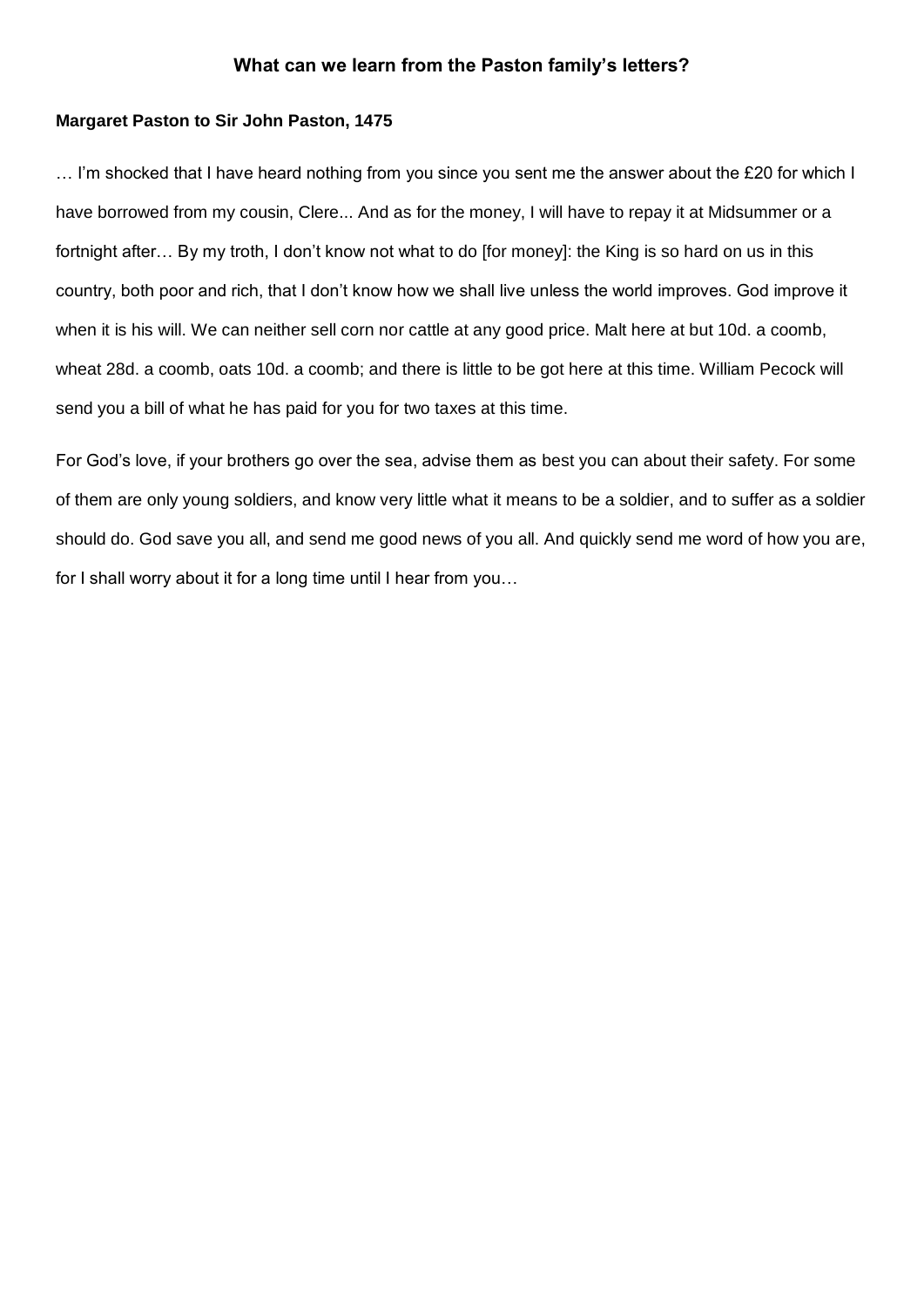## What can we learn from the Paston family's letters?

**Margaret Paston to Sir John Paston, 1475**

… I'm shocked that I have heard nothing from you since you sent me the answer about the £20 for which I have borrowed from my cousin, Clere... And as for the money, I will have to repay it at Midsummer or a fortnight after… By my troth, I don't know not what to do [for money]: the King is so hard on us in this country, both poor and rich, that I don't know how we shall live unless the world improves. God improve it when it is his will. We can neither sell corn nor cattle at any good price. Malt here at but 10d. a coomb, wheat 28d. a coomb, oats 10d. a coomb; and there is little to be got here at this time. William Pecock will send you a bill of what he has paid for you for two taxes at this time.

For God's love, if your brothers go over the sea, advise them as best you can about their safety. For some of them are only young soldiers, and know very little what it means to be a soldier, and to suffer as a soldier should do. God save you all, and send me good news of you all. And quickly send me word of how you are, for I shall worry about it for a long time until I hear from you…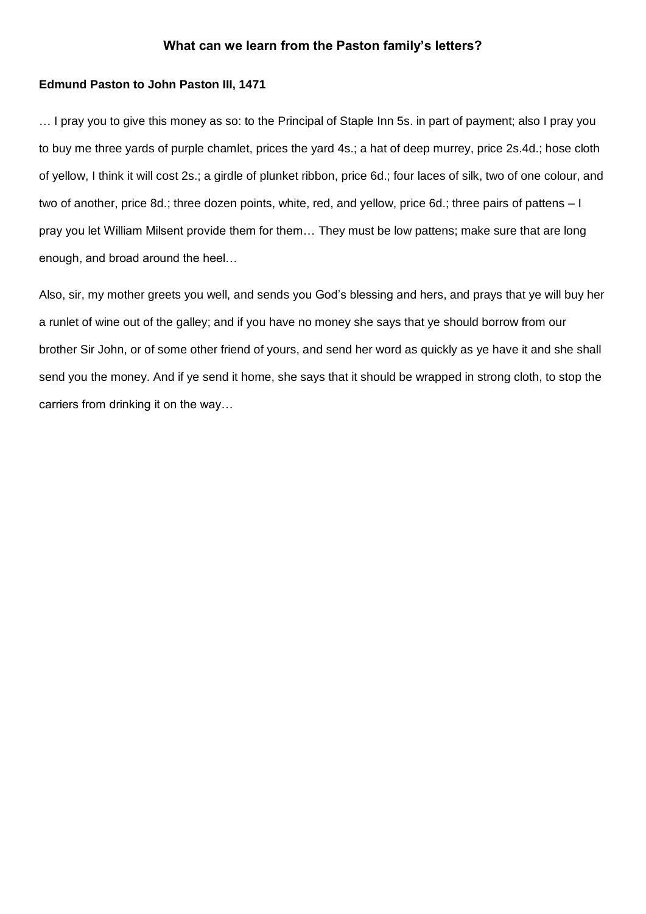## What can we learn from the Paston family's letters?

**Edmund Paston to John Paston III, 1471**

… I pray you to give this money as so: to the Principal of Staple Inn 5s. in part of payment; also I pray you to buy me three yards of purple chamlet, prices the yard 4s.; a hat of deep murrey, price 2s.4d.; hose cloth of yellow, I think it will cost 2s.; a girdle of plunket ribbon, price 6d.; four laces of silk, two of one colour, and two of another, price 8d.; three dozen points, white, red, and yellow, price 6d.; three pairs of pattens – I pray you let William Milsent provide them for them… They must be low pattens; make sure that are long enough, and broad around the heel…

Also, sir, my mother greets you well, and sends you God's blessing and hers, and prays that ye will buy her a runlet of wine out of the galley; and if you have no money she says that ye should borrow from our brother Sir John, or of some other friend of yours, and send her word as quickly as ye have it and she shall send you the money. And if ye send it home, she says that it should be wrapped in strong cloth, to stop the carriers from drinking it on the way…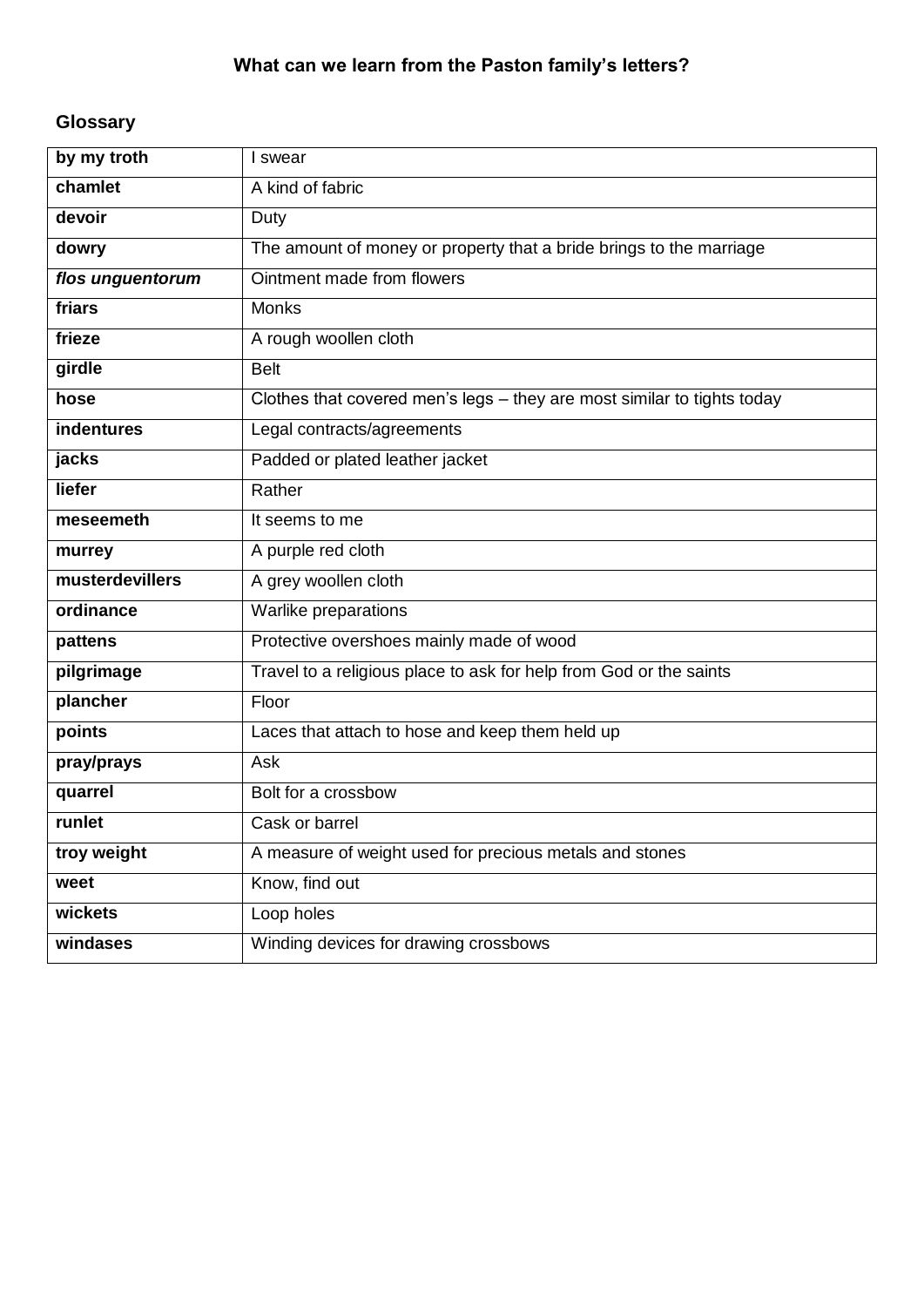## What can we learn from the Paston family's letters?

### Glossary

| | |
|---|---|
| **by my troth** | I swear |
| **chamlet** | A kind of fabric |
| **devoir** | Duty |
| **dowry** | The amount of money or property that a bride brings to the marriage |
| ***flos unguentorum*** | Ointment made from flowers |
| **friars** | Monks |
| **frieze** | A rough woollen cloth |
| **girdle** | Belt |
| **hose** | Clothes that covered men's legs – they are most similar to tights today |
| **indentures** | Legal contracts/agreements |
| **jacks** | Padded or plated leather jacket |
| **liefer** | Rather |
| **meseemeth** | It seems to me |
| **murrey** | A purple red cloth |
| **musterdevillers** | A grey woollen cloth |
| **ordinance** | Warlike preparations |
| **pattens** | Protective overshoes mainly made of wood |
| **pilgrimage** | Travel to a religious place to ask for help from God or the saints |
| **plancher** | Floor |
| **points** | Laces that attach to hose and keep them held up |
| **pray/prays** | Ask |
| **quarrel** | Bolt for a crossbow |
| **runlet** | Cask or barrel |
| **troy weight** | A measure of weight used for precious metals and stones |
| **weet** | Know, find out |
| **wickets** | Loop holes |
| **windases** | Winding devices for drawing crossbows |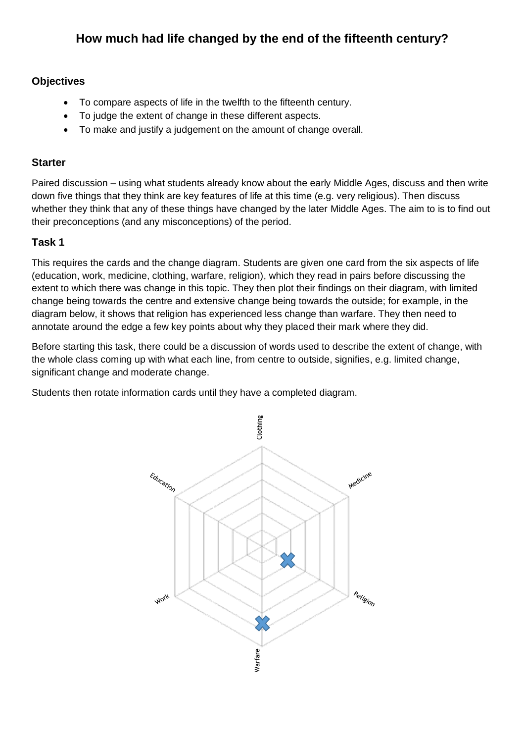# How much had life changed by the end of the fifteenth century?

### Objectives

- To compare aspects of life in the twelfth to the fifteenth century.
- To judge the extent of change in these different aspects.
- To make and justify a judgement on the amount of change overall.

### Starter

Paired discussion – using what students already know about the early Middle Ages, discuss and then write down five things that they think are key features of life at this time (e.g. very religious). Then discuss whether they think that any of these things have changed by the later Middle Ages. The aim to is to find out their preconceptions (and any misconceptions) of the period.

### Task 1

This requires the cards and the change diagram. Students are given one card from the six aspects of life (education, work, medicine, clothing, warfare, religion), which they read in pairs before discussing the extent to which there was change in this topic. They then plot their findings on their diagram, with limited change being towards the centre and extensive change being towards the outside; for example, in the diagram below, it shows that religion has experienced less change than warfare. They then need to annotate around the edge a few key points about why they placed their mark where they did.

Before starting this task, there could be a discussion of words used to describe the extent of change, with the whole class coming up with what each line, from centre to outside, signifies, e.g. limited change, significant change and moderate change.

Students then rotate information cards until they have a completed diagram.

Clothing

Education

Medicine

Work

Religion

Warfare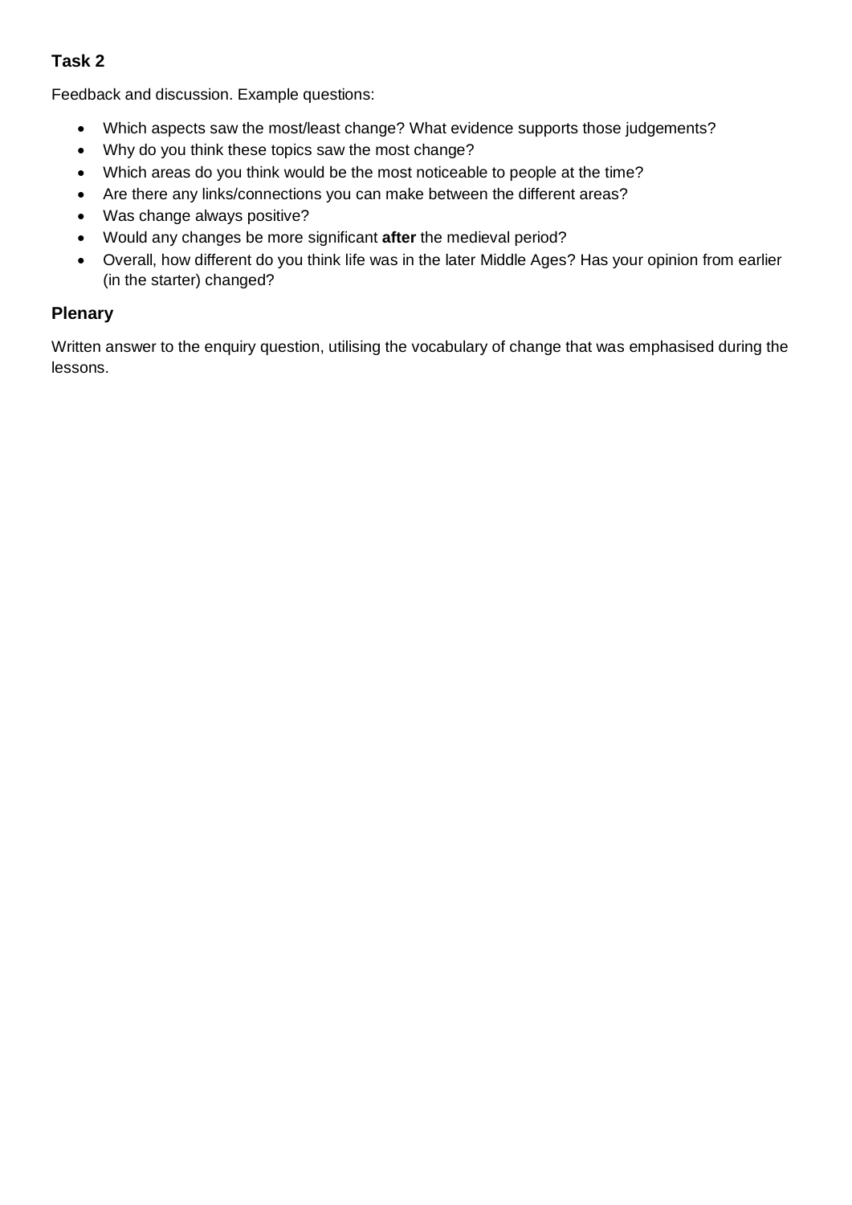### Task 2

Feedback and discussion. Example questions:

- Which aspects saw the most/least change? What evidence supports those judgements?
- Why do you think these topics saw the most change?
- Which areas do you think would be the most noticeable to people at the time?
- Are there any links/connections you can make between the different areas?
- Was change always positive?
- Would any changes be more significant **after** the medieval period?
- Overall, how different do you think life was in the later Middle Ages? Has your opinion from earlier (in the starter) changed?

## Plenary

Written answer to the enquiry question, utilising the vocabulary of change that was emphasised during the lessons.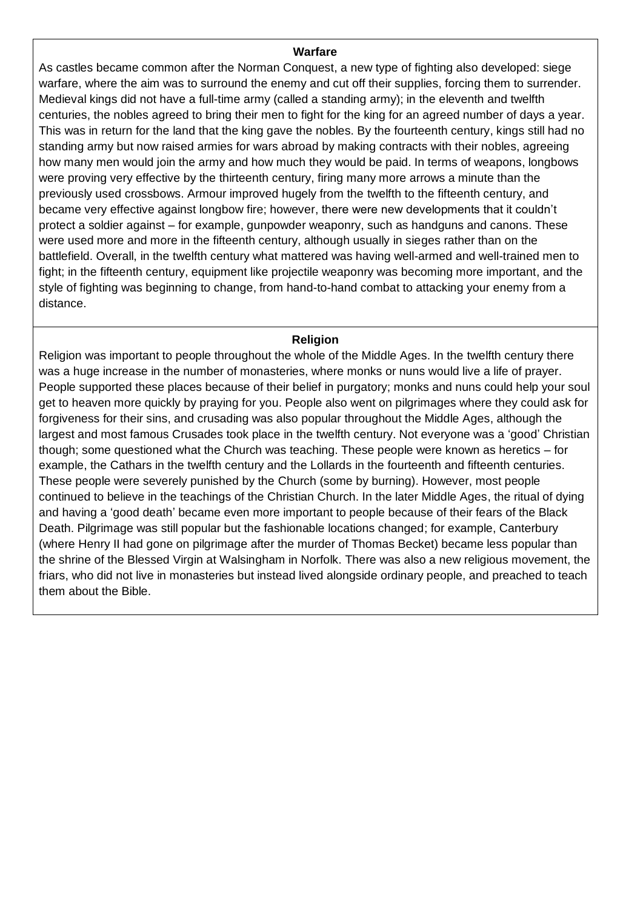## Warfare

As castles became common after the Norman Conquest, a new type of fighting also developed: siege warfare, where the aim was to surround the enemy and cut off their supplies, forcing them to surrender. Medieval kings did not have a full-time army (called a standing army); in the eleventh and twelfth centuries, the nobles agreed to bring their men to fight for the king for an agreed number of days a year. This was in return for the land that the king gave the nobles. By the fourteenth century, kings still had no standing army but now raised armies for wars abroad by making contracts with their nobles, agreeing how many men would join the army and how much they would be paid. In terms of weapons, longbows were proving very effective by the thirteenth century, firing many more arrows a minute than the previously used crossbows. Armour improved hugely from the twelfth to the fifteenth century, and became very effective against longbow fire; however, there were new developments that it couldn't protect a soldier against – for example, gunpowder weaponry, such as handguns and canons. These were used more and more in the fifteenth century, although usually in sieges rather than on the battlefield. Overall, in the twelfth century what mattered was having well-armed and well-trained men to fight; in the fifteenth century, equipment like projectile weaponry was becoming more important, and the style of fighting was beginning to change, from hand-to-hand combat to attacking your enemy from a distance.

## Religion

Religion was important to people throughout the whole of the Middle Ages. In the twelfth century there was a huge increase in the number of monasteries, where monks or nuns would live a life of prayer. People supported these places because of their belief in purgatory; monks and nuns could help your soul get to heaven more quickly by praying for you. People also went on pilgrimages where they could ask for forgiveness for their sins, and crusading was also popular throughout the Middle Ages, although the largest and most famous Crusades took place in the twelfth century. Not everyone was a 'good' Christian though; some questioned what the Church was teaching. These people were known as heretics – for example, the Cathars in the twelfth century and the Lollards in the fourteenth and fifteenth centuries. These people were severely punished by the Church (some by burning). However, most people continued to believe in the teachings of the Christian Church. In the later Middle Ages, the ritual of dying and having a 'good death' became even more important to people because of their fears of the Black Death. Pilgrimage was still popular but the fashionable locations changed; for example, Canterbury (where Henry II had gone on pilgrimage after the murder of Thomas Becket) became less popular than the shrine of the Blessed Virgin at Walsingham in Norfolk. There was also a new religious movement, the friars, who did not live in monasteries but instead lived alongside ordinary people, and preached to teach them about the Bible.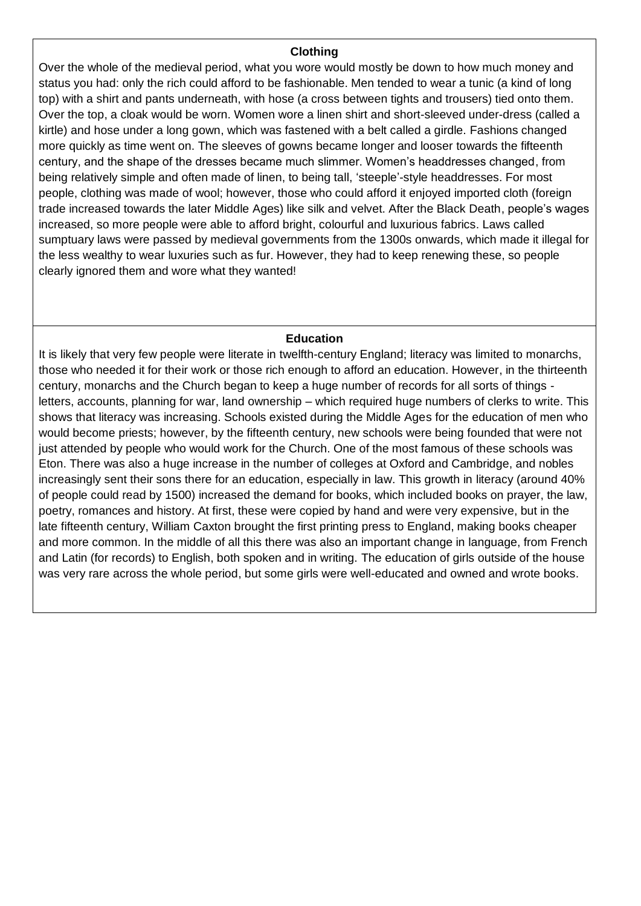## Clothing

Over the whole of the medieval period, what you wore would mostly be down to how much money and status you had: only the rich could afford to be fashionable. Men tended to wear a tunic (a kind of long top) with a shirt and pants underneath, with hose (a cross between tights and trousers) tied onto them. Over the top, a cloak would be worn. Women wore a linen shirt and short-sleeved under-dress (called a kirtle) and hose under a long gown, which was fastened with a belt called a girdle. Fashions changed more quickly as time went on. The sleeves of gowns became longer and looser towards the fifteenth century, and the shape of the dresses became much slimmer. Women's headdresses changed, from being relatively simple and often made of linen, to being tall, 'steeple'-style headdresses. For most people, clothing was made of wool; however, those who could afford it enjoyed imported cloth (foreign trade increased towards the later Middle Ages) like silk and velvet. After the Black Death, people's wages increased, so more people were able to afford bright, colourful and luxurious fabrics. Laws called sumptuary laws were passed by medieval governments from the 1300s onwards, which made it illegal for the less wealthy to wear luxuries such as fur. However, they had to keep renewing these, so people clearly ignored them and wore what they wanted!

## Education

It is likely that very few people were literate in twelfth-century England; literacy was limited to monarchs, those who needed it for their work or those rich enough to afford an education. However, in the thirteenth century, monarchs and the Church began to keep a huge number of records for all sorts of things - letters, accounts, planning for war, land ownership – which required huge numbers of clerks to write. This shows that literacy was increasing. Schools existed during the Middle Ages for the education of men who would become priests; however, by the fifteenth century, new schools were being founded that were not just attended by people who would work for the Church. One of the most famous of these schools was Eton. There was also a huge increase in the number of colleges at Oxford and Cambridge, and nobles increasingly sent their sons there for an education, especially in law. This growth in literacy (around 40% of people could read by 1500) increased the demand for books, which included books on prayer, the law, poetry, romances and history. At first, these were copied by hand and were very expensive, but in the late fifteenth century, William Caxton brought the first printing press to England, making books cheaper and more common. In the middle of all this there was also an important change in language, from French and Latin (for records) to English, both spoken and in writing. The education of girls outside of the house was very rare across the whole period, but some girls were well-educated and owned and wrote books.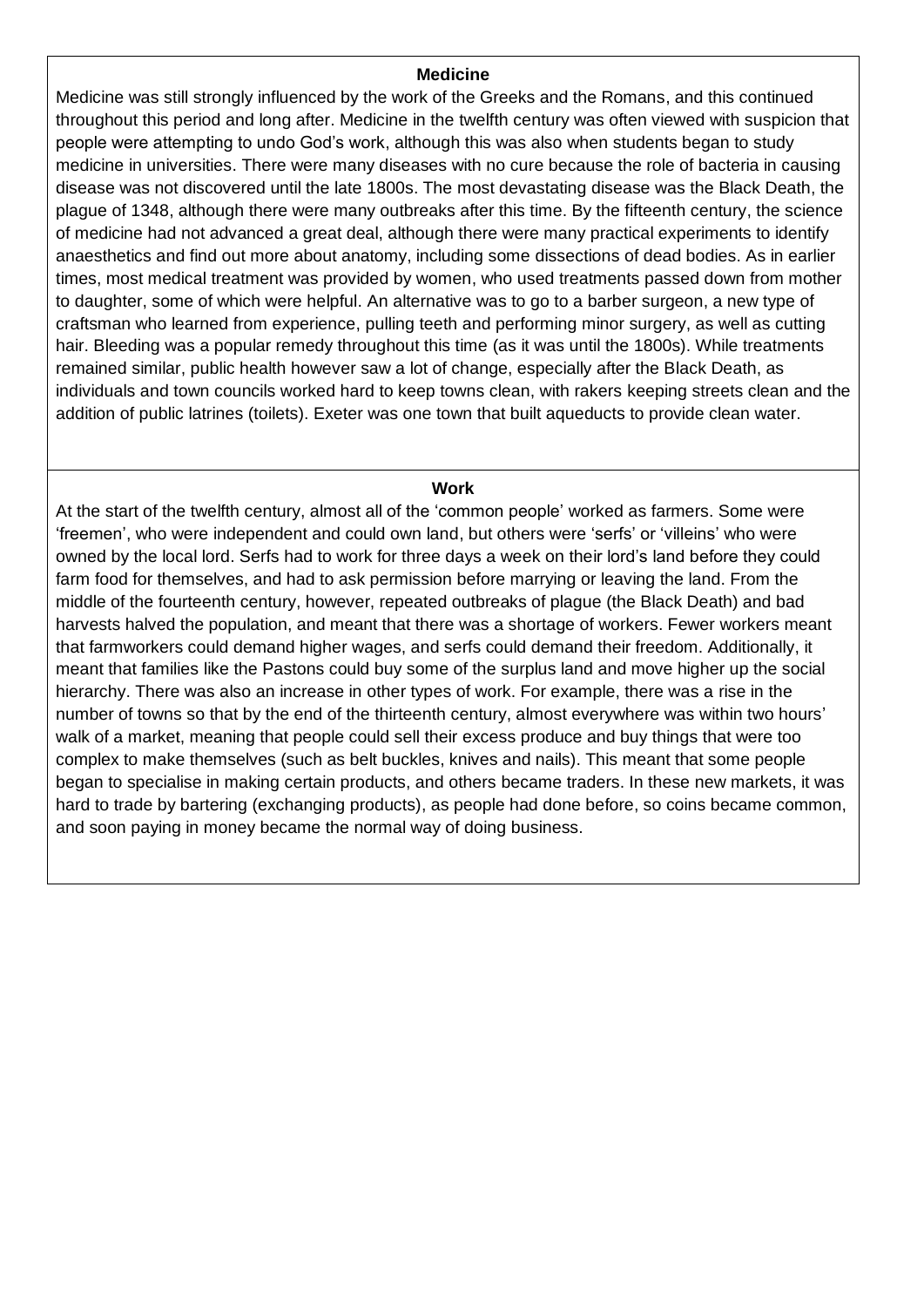### Medicine

Medicine was still strongly influenced by the work of the Greeks and the Romans, and this continued throughout this period and long after. Medicine in the twelfth century was often viewed with suspicion that people were attempting to undo God's work, although this was also when students began to study medicine in universities. There were many diseases with no cure because the role of bacteria in causing disease was not discovered until the late 1800s. The most devastating disease was the Black Death, the plague of 1348, although there were many outbreaks after this time. By the fifteenth century, the science of medicine had not advanced a great deal, although there were many practical experiments to identify anaesthetics and find out more about anatomy, including some dissections of dead bodies. As in earlier times, most medical treatment was provided by women, who used treatments passed down from mother to daughter, some of which were helpful. An alternative was to go to a barber surgeon, a new type of craftsman who learned from experience, pulling teeth and performing minor surgery, as well as cutting hair. Bleeding was a popular remedy throughout this time (as it was until the 1800s). While treatments remained similar, public health however saw a lot of change, especially after the Black Death, as individuals and town councils worked hard to keep towns clean, with rakers keeping streets clean and the addition of public latrines (toilets). Exeter was one town that built aqueducts to provide clean water.

### Work

At the start of the twelfth century, almost all of the 'common people' worked as farmers. Some were 'freemen', who were independent and could own land, but others were 'serfs' or 'villeins' who were owned by the local lord. Serfs had to work for three days a week on their lord's land before they could farm food for themselves, and had to ask permission before marrying or leaving the land. From the middle of the fourteenth century, however, repeated outbreaks of plague (the Black Death) and bad harvests halved the population, and meant that there was a shortage of workers. Fewer workers meant that farmworkers could demand higher wages, and serfs could demand their freedom. Additionally, it meant that families like the Pastons could buy some of the surplus land and move higher up the social hierarchy. There was also an increase in other types of work. For example, there was a rise in the number of towns so that by the end of the thirteenth century, almost everywhere was within two hours' walk of a market, meaning that people could sell their excess produce and buy things that were too complex to make themselves (such as belt buckles, knives and nails). This meant that some people began to specialise in making certain products, and others became traders. In these new markets, it was hard to trade by bartering (exchanging products), as people had done before, so coins became common, and soon paying in money became the normal way of doing business.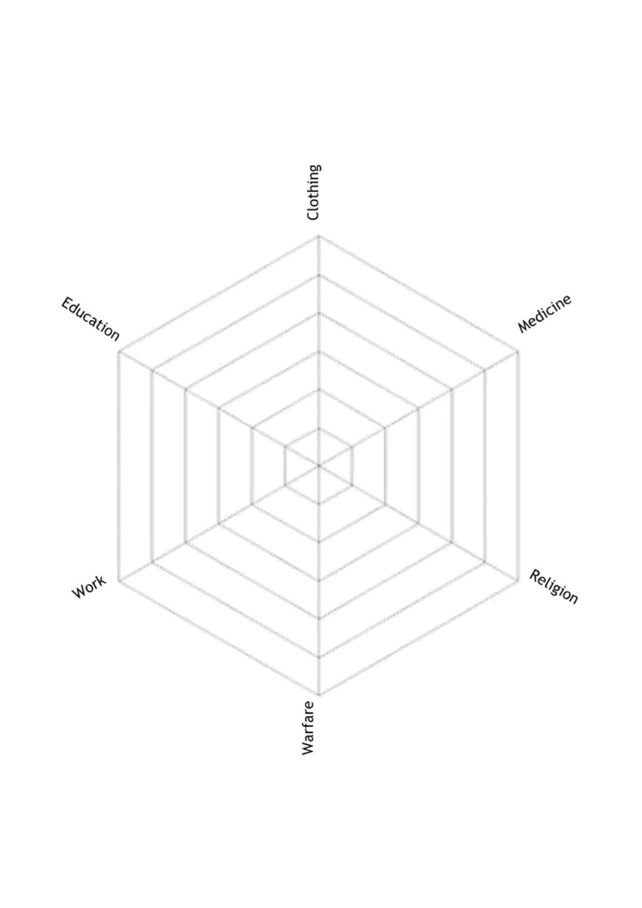Clothing

Medicine

Religion

Warfare

Work

Education